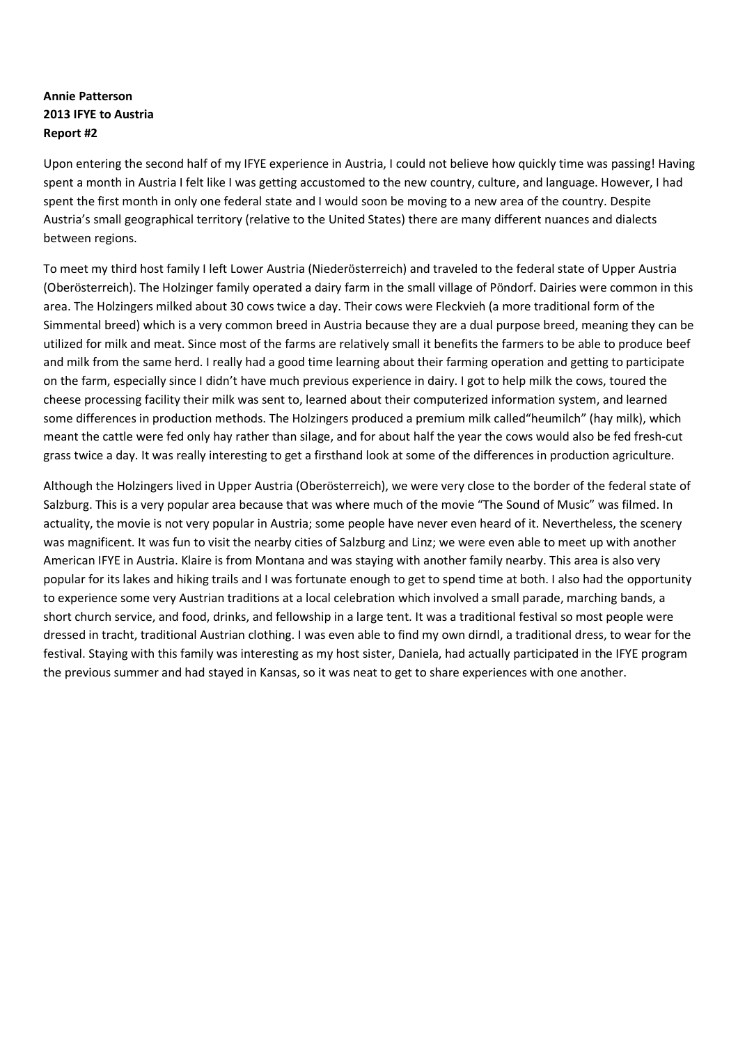**Annie Patterson**
**2013 IFYE to Austria**
**Report #2**

Upon entering the second half of my IFYE experience in Austria, I could not believe how quickly time was passing! Having spent a month in Austria I felt like I was getting accustomed to the new country, culture, and language. However, I had spent the first month in only one federal state and I would soon be moving to a new area of the country. Despite Austria's small geographical territory (relative to the United States) there are many different nuances and dialects between regions.

To meet my third host family I left Lower Austria (Niederösterreich) and traveled to the federal state of Upper Austria (Oberösterreich). The Holzinger family operated a dairy farm in the small village of Pöndorf. Dairies were common in this area. The Holzingers milked about 30 cows twice a day. Their cows were Fleckvieh (a more traditional form of the Simmental breed) which is a very common breed in Austria because they are a dual purpose breed, meaning they can be utilized for milk and meat. Since most of the farms are relatively small it benefits the farmers to be able to produce beef and milk from the same herd. I really had a good time learning about their farming operation and getting to participate on the farm, especially since I didn't have much previous experience in dairy. I got to help milk the cows, toured the cheese processing facility their milk was sent to, learned about their computerized information system, and learned some differences in production methods. The Holzingers produced a premium milk called"heumilch" (hay milk), which meant the cattle were fed only hay rather than silage, and for about half the year the cows would also be fed fresh-cut grass twice a day. It was really interesting to get a firsthand look at some of the differences in production agriculture.

Although the Holzingers lived in Upper Austria (Oberösterreich), we were very close to the border of the federal state of Salzburg. This is a very popular area because that was where much of the movie "The Sound of Music" was filmed. In actuality, the movie is not very popular in Austria; some people have never even heard of it. Nevertheless, the scenery was magnificent. It was fun to visit the nearby cities of Salzburg and Linz; we were even able to meet up with another American IFYE in Austria. Klaire is from Montana and was staying with another family nearby. This area is also very popular for its lakes and hiking trails and I was fortunate enough to get to spend time at both. I also had the opportunity to experience some very Austrian traditions at a local celebration which involved a small parade, marching bands, a short church service, and food, drinks, and fellowship in a large tent. It was a traditional festival so most people were dressed in tracht, traditional Austrian clothing. I was even able to find my own dirndl, a traditional dress, to wear for the festival. Staying with this family was interesting as my host sister, Daniela, had actually participated in the IFYE program the previous summer and had stayed in Kansas, so it was neat to get to share experiences with one another.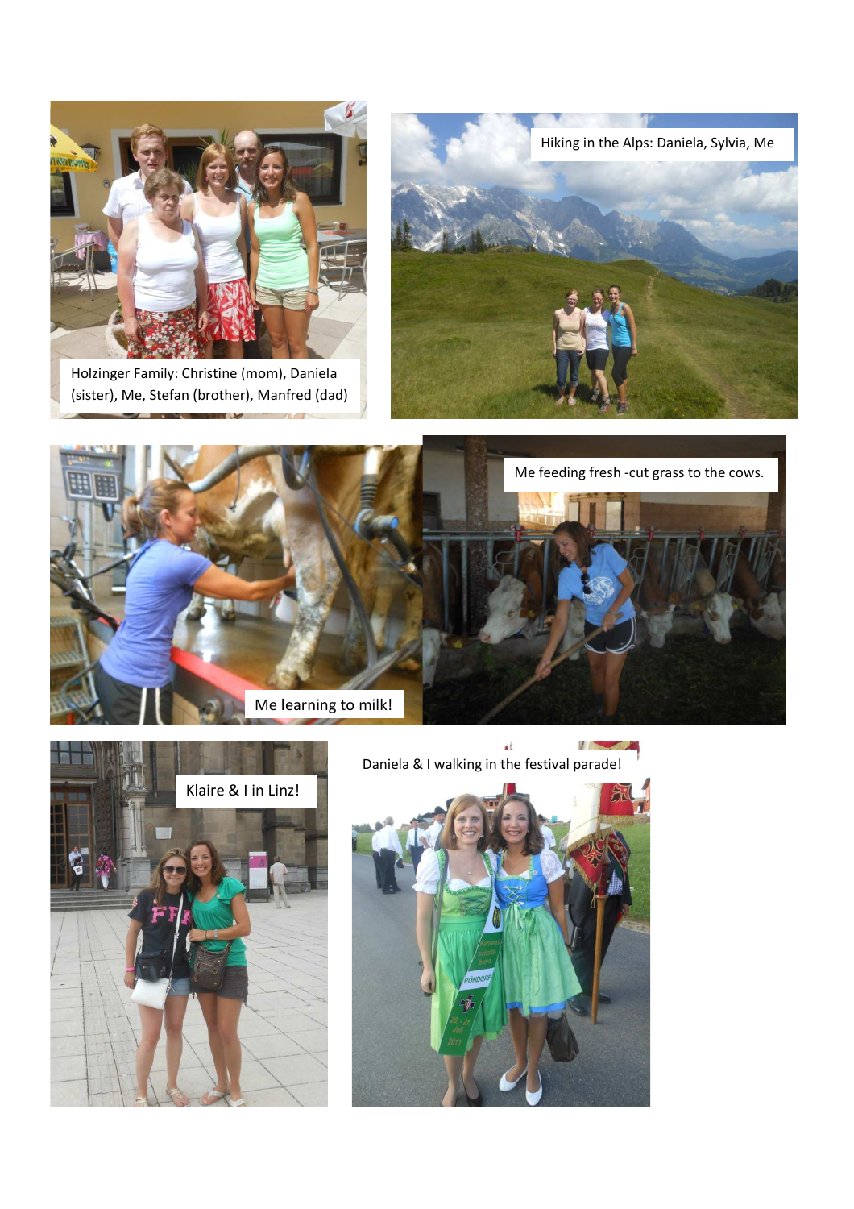Holzinger Family: Christine (mom), Daniela (sister), Me, Stefan (brother), Manfred (dad)

Hiking in the Alps: Daniela, Sylvia, Me

Me learning to milk!

Me feeding fresh -cut grass to the cows.

Klaire & I in Linz!

Daniela & I walking in the festival parade!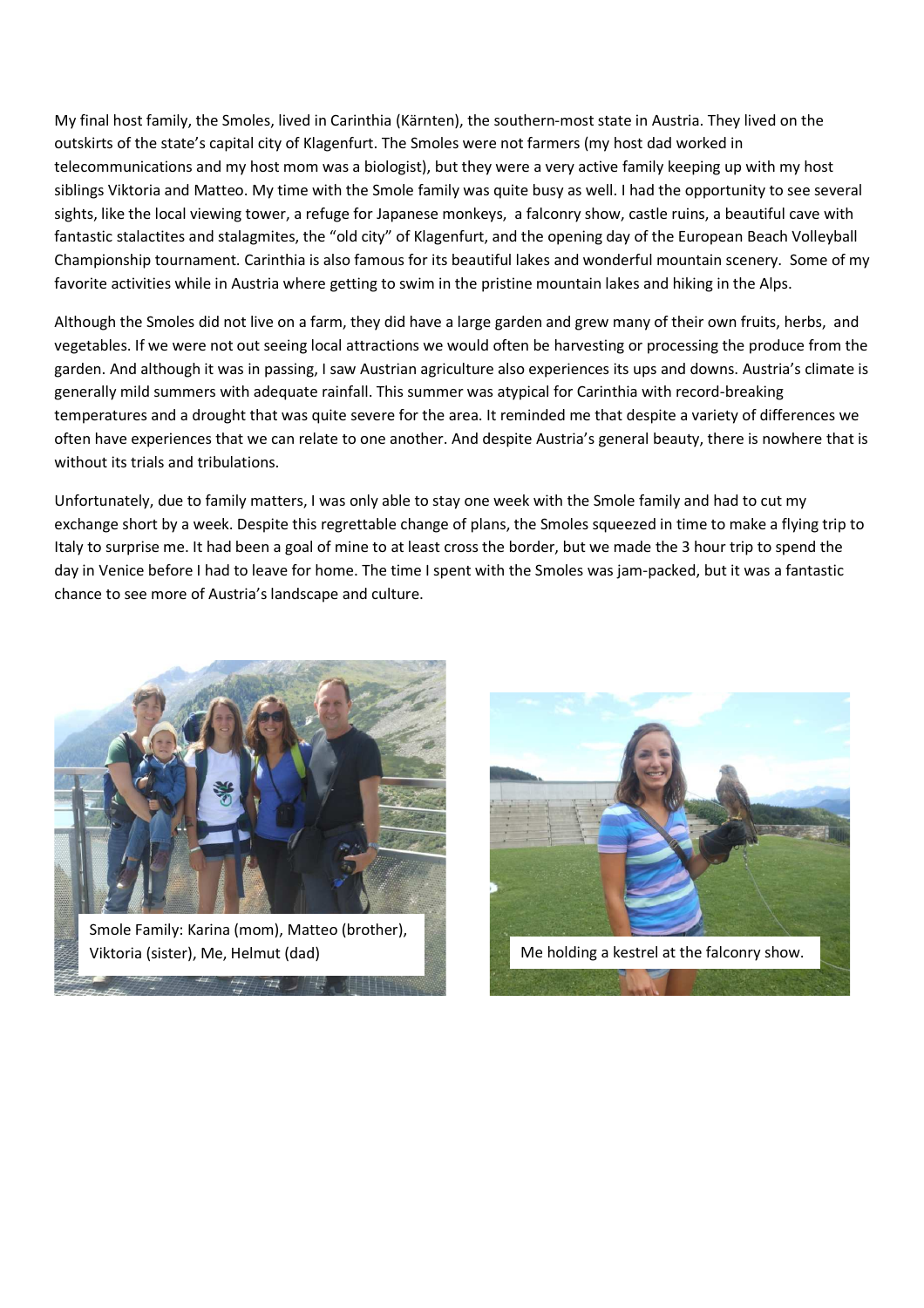My final host family, the Smoles, lived in Carinthia (Kärnten), the southern-most state in Austria. They lived on the outskirts of the state's capital city of Klagenfurt. The Smoles were not farmers (my host dad worked in telecommunications and my host mom was a biologist), but they were a very active family keeping up with my host siblings Viktoria and Matteo. My time with the Smole family was quite busy as well. I had the opportunity to see several sights, like the local viewing tower, a refuge for Japanese monkeys, a falconry show, castle ruins, a beautiful cave with fantastic stalactites and stalagmites, the "old city" of Klagenfurt, and the opening day of the European Beach Volleyball Championship tournament. Carinthia is also famous for its beautiful lakes and wonderful mountain scenery. Some of my favorite activities while in Austria where getting to swim in the pristine mountain lakes and hiking in the Alps.

Although the Smoles did not live on a farm, they did have a large garden and grew many of their own fruits, herbs, and vegetables. If we were not out seeing local attractions we would often be harvesting or processing the produce from the garden. And although it was in passing, I saw Austrian agriculture also experiences its ups and downs. Austria's climate is generally mild summers with adequate rainfall. This summer was atypical for Carinthia with record-breaking temperatures and a drought that was quite severe for the area. It reminded me that despite a variety of differences we often have experiences that we can relate to one another. And despite Austria's general beauty, there is nowhere that is without its trials and tribulations.

Unfortunately, due to family matters, I was only able to stay one week with the Smole family and had to cut my exchange short by a week. Despite this regrettable change of plans, the Smoles squeezed in time to make a flying trip to Italy to surprise me. It had been a goal of mine to at least cross the border, but we made the 3 hour trip to spend the day in Venice before I had to leave for home. The time I spent with the Smoles was jam-packed, but it was a fantastic chance to see more of Austria's landscape and culture.

Smole Family: Karina (mom), Matteo (brother), Viktoria (sister), Me, Helmut (dad)

Me holding a kestrel at the falconry show.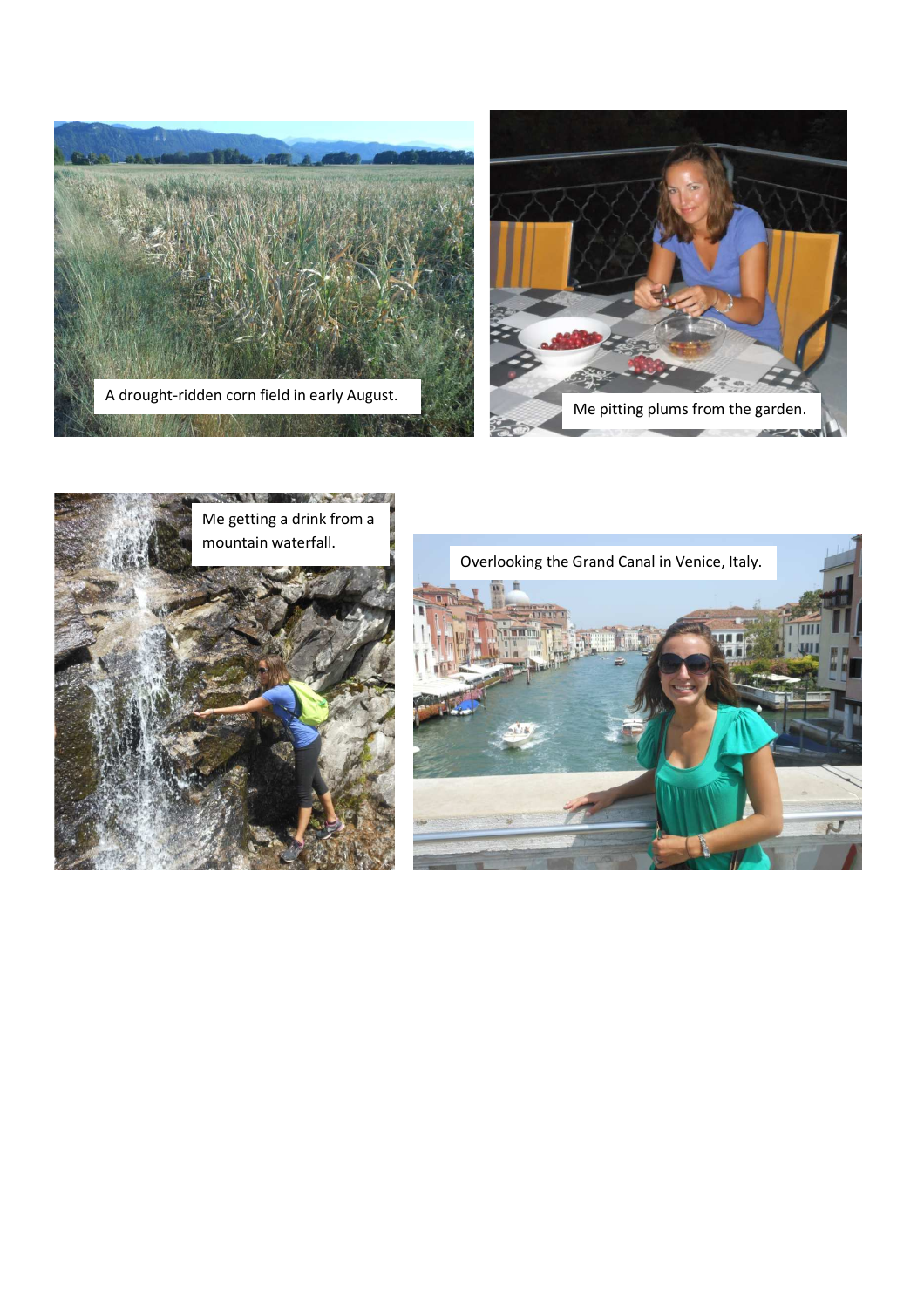A drought-ridden corn field in early August.

Me pitting plums from the garden.

Me getting a drink from a mountain waterfall.

Overlooking the Grand Canal in Venice, Italy.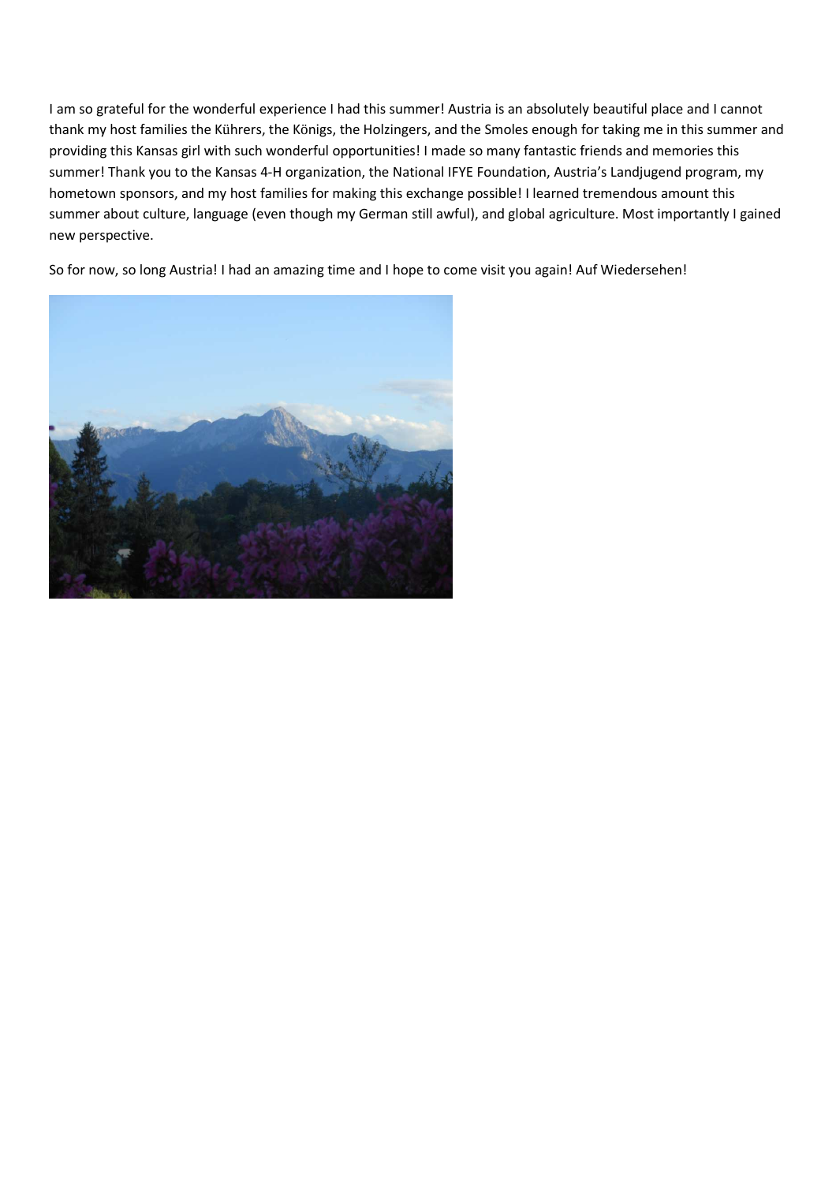I am so grateful for the wonderful experience I had this summer! Austria is an absolutely beautiful place and I cannot thank my host families the Kührers, the Königs, the Holzingers, and the Smoles enough for taking me in this summer and providing this Kansas girl with such wonderful opportunities! I made so many fantastic friends and memories this summer! Thank you to the Kansas 4-H organization, the National IFYE Foundation, Austria's Landjugend program, my hometown sponsors, and my host families for making this exchange possible! I learned tremendous amount this summer about culture, language (even though my German still awful), and global agriculture. Most importantly I gained new perspective.

So for now, so long Austria! I had an amazing time and I hope to come visit you again! Auf Wiedersehen!